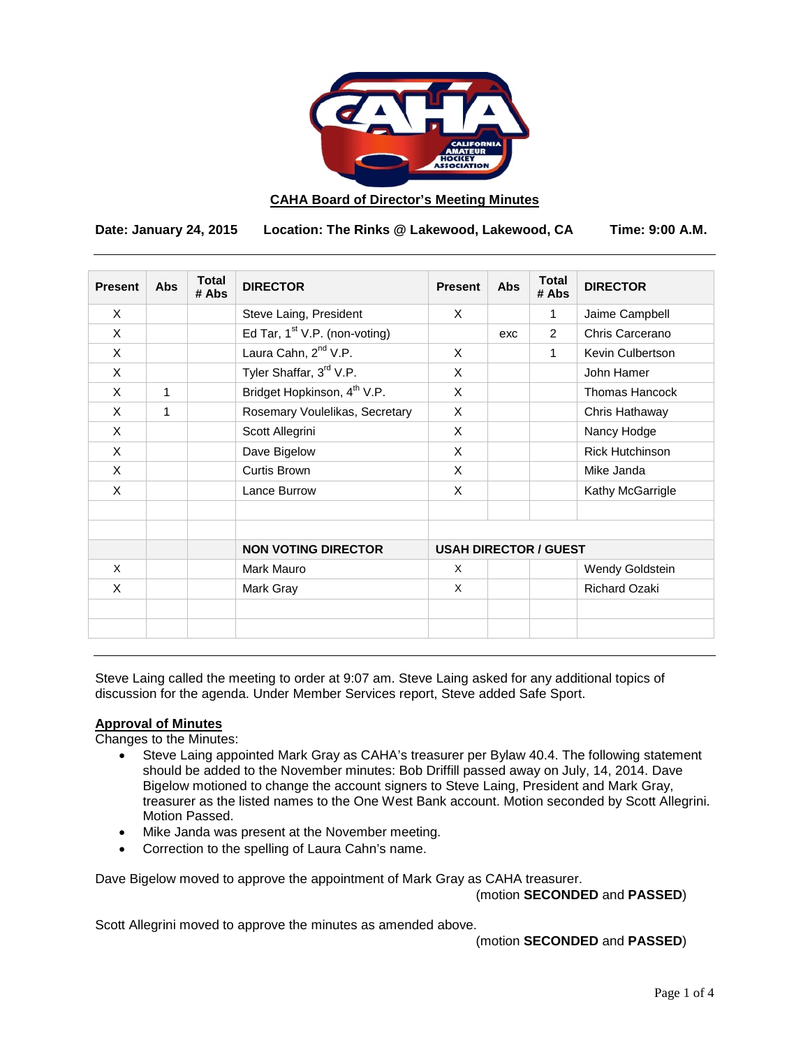## CAHA Board of Director's Meeting Minutes

**Date: January 24, 2015 Location: The Rinks @ Lakewood, Lakewood, CA Time: 9:00 A.M.**

| Present | Abs | Total # Abs | DIRECTOR | Present | Abs | Total # Abs | DIRECTOR |
|---|---|---|---|---|---|---|---|
| X | | | Steve Laing, President | X | | 1 | Jaime Campbell |
| X | | | Ed Tar, 1st V.P. (non-voting) | | exc | 2 | Chris Carcerano |
| X | | | Laura Cahn, 2nd V.P. | X | | 1 | Kevin Culbertson |
| X | | | Tyler Shaffar, 3rd V.P. | X | | | John Hamer |
| X | 1 | | Bridget Hopkinson, 4th V.P. | X | | | Thomas Hancock |
| X | 1 | | Rosemary Voulelikas, Secretary | X | | | Chris Hathaway |
| X | | | Scott Allegrini | X | | | Nancy Hodge |
| X | | | Dave Bigelow | X | | | Rick Hutchinson |
| X | | | Curtis Brown | X | | | Mike Janda |
| X | | | Lance Burrow | X | | | Kathy McGarrigle |
| | | | | | | | |
| | | | | | | | |
| | | | **NON VOTING DIRECTOR** | **USAH DIRECTOR / GUEST** | | | |
| X | | | Mark Mauro | X | | | Wendy Goldstein |
| X | | | Mark Gray | X | | | Richard Ozaki |
| | | | | | | | |
| | | | | | | | |

Steve Laing called the meeting to order at 9:07 am. Steve Laing asked for any additional topics of discussion for the agenda. Under Member Services report, Steve added Safe Sport.

**Approval of Minutes**

Changes to the Minutes:

- Steve Laing appointed Mark Gray as CAHA's treasurer per Bylaw 40.4. The following statement should be added to the November minutes: Bob Driffill passed away on July, 14, 2014. Dave Bigelow motioned to change the account signers to Steve Laing, President and Mark Gray, treasurer as the listed names to the One West Bank account. Motion seconded by Scott Allegrini. Motion Passed.
- Mike Janda was present at the November meeting.
- Correction to the spelling of Laura Cahn's name.

Dave Bigelow moved to approve the appointment of Mark Gray as CAHA treasurer.

(motion **SECONDED** and **PASSED**)

Scott Allegrini moved to approve the minutes as amended above.

(motion **SECONDED** and **PASSED**)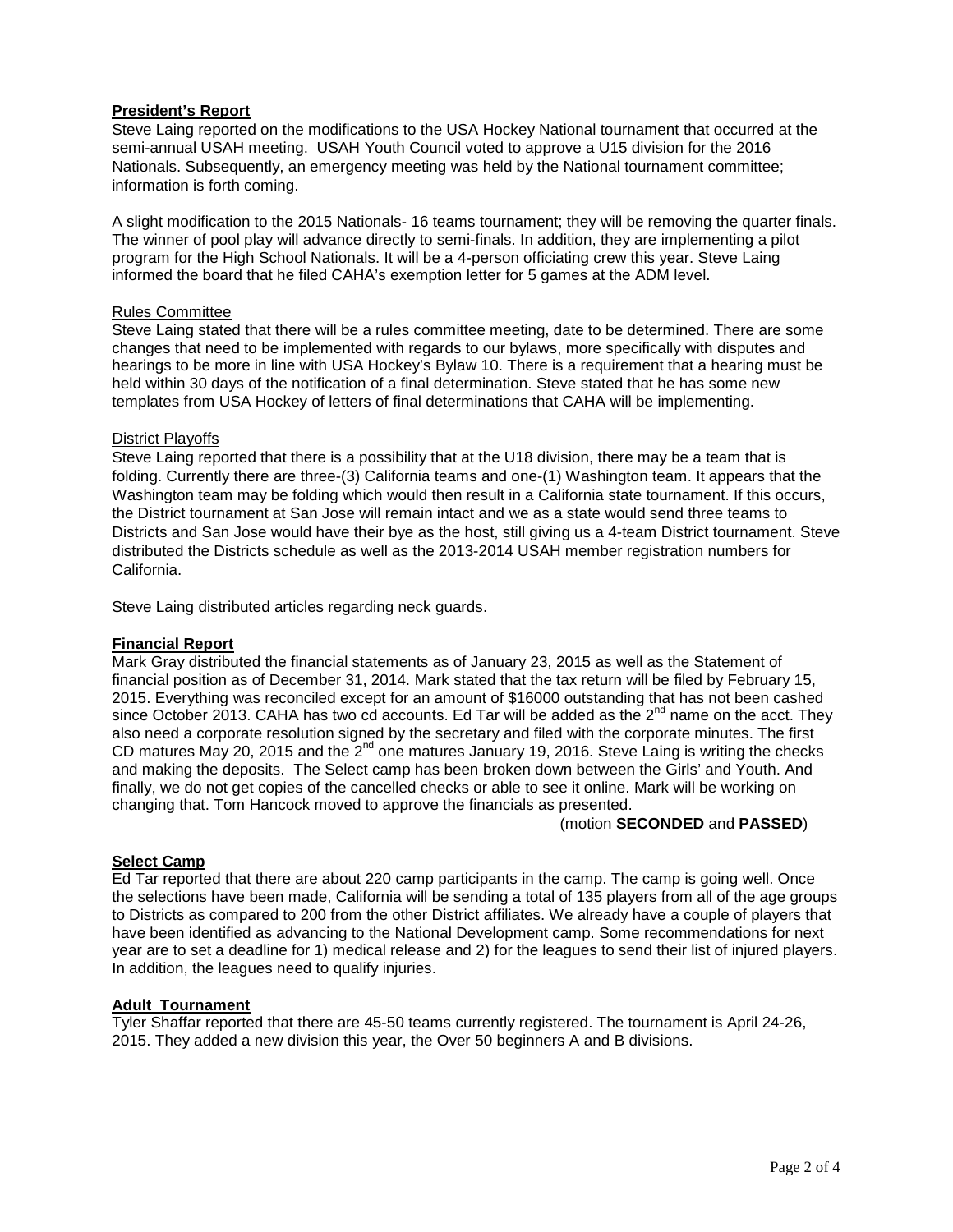**President's Report**

Steve Laing reported on the modifications to the USA Hockey National tournament that occurred at the semi-annual USAH meeting. USAH Youth Council voted to approve a U15 division for the 2016 Nationals. Subsequently, an emergency meeting was held by the National tournament committee; information is forth coming.

A slight modification to the 2015 Nationals- 16 teams tournament; they will be removing the quarter finals. The winner of pool play will advance directly to semi-finals. In addition, they are implementing a pilot program for the High School Nationals. It will be a 4-person officiating crew this year. Steve Laing informed the board that he filed CAHA's exemption letter for 5 games at the ADM level.

Rules Committee

Steve Laing stated that there will be a rules committee meeting, date to be determined. There are some changes that need to be implemented with regards to our bylaws, more specifically with disputes and hearings to be more in line with USA Hockey's Bylaw 10. There is a requirement that a hearing must be held within 30 days of the notification of a final determination. Steve stated that he has some new templates from USA Hockey of letters of final determinations that CAHA will be implementing.

District Playoffs

Steve Laing reported that there is a possibility that at the U18 division, there may be a team that is folding. Currently there are three-(3) California teams and one-(1) Washington team. It appears that the Washington team may be folding which would then result in a California state tournament. If this occurs, the District tournament at San Jose will remain intact and we as a state would send three teams to Districts and San Jose would have their bye as the host, still giving us a 4-team District tournament. Steve distributed the Districts schedule as well as the 2013-2014 USAH member registration numbers for California.

Steve Laing distributed articles regarding neck guards.

**Financial Report**

Mark Gray distributed the financial statements as of January 23, 2015 as well as the Statement of financial position as of December 31, 2014. Mark stated that the tax return will be filed by February 15, 2015. Everything was reconciled except for an amount of $16000 outstanding that has not been cashed since October 2013. CAHA has two cd accounts. Ed Tar will be added as the 2nd name on the acct. They also need a corporate resolution signed by the secretary and filed with the corporate minutes. The first CD matures May 20, 2015 and the 2nd one matures January 19, 2016. Steve Laing is writing the checks and making the deposits. The Select camp has been broken down between the Girls' and Youth. And finally, we do not get copies of the cancelled checks or able to see it online. Mark will be working on changing that. Tom Hancock moved to approve the financials as presented.

(motion **SECONDED** and **PASSED**)

**Select Camp**

Ed Tar reported that there are about 220 camp participants in the camp. The camp is going well. Once the selections have been made, California will be sending a total of 135 players from all of the age groups to Districts as compared to 200 from the other District affiliates. We already have a couple of players that have been identified as advancing to the National Development camp. Some recommendations for next year are to set a deadline for 1) medical release and 2) for the leagues to send their list of injured players. In addition, the leagues need to qualify injuries.

**Adult Tournament**

Tyler Shaffar reported that there are 45-50 teams currently registered. The tournament is April 24-26, 2015. They added a new division this year, the Over 50 beginners A and B divisions.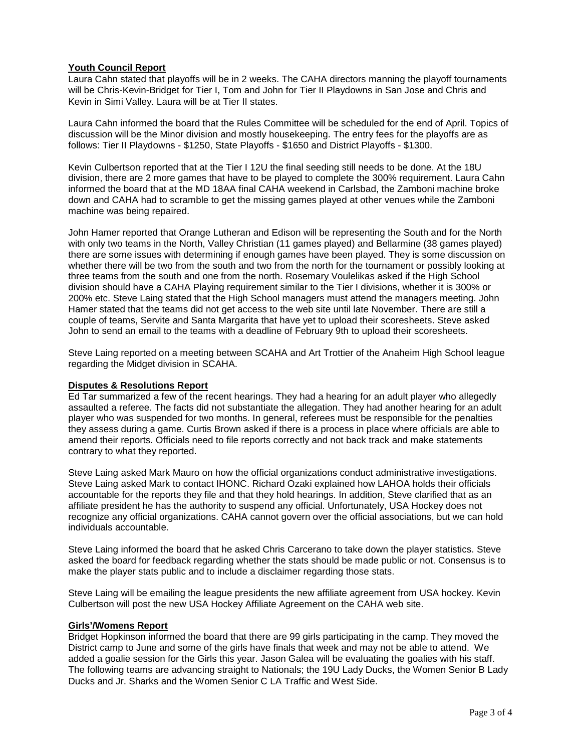**Youth Council Report**

Laura Cahn stated that playoffs will be in 2 weeks. The CAHA directors manning the playoff tournaments will be Chris-Kevin-Bridget for Tier I, Tom and John for Tier II Playdowns in San Jose and Chris and Kevin in Simi Valley. Laura will be at Tier II states.

Laura Cahn informed the board that the Rules Committee will be scheduled for the end of April. Topics of discussion will be the Minor division and mostly housekeeping. The entry fees for the playoffs are as follows: Tier II Playdowns - $1250, State Playoffs - $1650 and District Playoffs - $1300.

Kevin Culbertson reported that at the Tier I 12U the final seeding still needs to be done. At the 18U division, there are 2 more games that have to be played to complete the 300% requirement. Laura Cahn informed the board that at the MD 18AA final CAHA weekend in Carlsbad, the Zamboni machine broke down and CAHA had to scramble to get the missing games played at other venues while the Zamboni machine was being repaired.

John Hamer reported that Orange Lutheran and Edison will be representing the South and for the North with only two teams in the North, Valley Christian (11 games played) and Bellarmine (38 games played) there are some issues with determining if enough games have been played. They is some discussion on whether there will be two from the south and two from the north for the tournament or possibly looking at three teams from the south and one from the north. Rosemary Voulelikas asked if the High School division should have a CAHA Playing requirement similar to the Tier I divisions, whether it is 300% or 200% etc. Steve Laing stated that the High School managers must attend the managers meeting. John Hamer stated that the teams did not get access to the web site until late November. There are still a couple of teams, Servite and Santa Margarita that have yet to upload their scoresheets. Steve asked John to send an email to the teams with a deadline of February 9th to upload their scoresheets.

Steve Laing reported on a meeting between SCAHA and Art Trottier of the Anaheim High School league regarding the Midget division in SCAHA.

**Disputes & Resolutions Report**

Ed Tar summarized a few of the recent hearings. They had a hearing for an adult player who allegedly assaulted a referee. The facts did not substantiate the allegation. They had another hearing for an adult player who was suspended for two months. In general, referees must be responsible for the penalties they assess during a game. Curtis Brown asked if there is a process in place where officials are able to amend their reports. Officials need to file reports correctly and not back track and make statements contrary to what they reported.

Steve Laing asked Mark Mauro on how the official organizations conduct administrative investigations. Steve Laing asked Mark to contact IHONC. Richard Ozaki explained how LAHOA holds their officials accountable for the reports they file and that they hold hearings. In addition, Steve clarified that as an affiliate president he has the authority to suspend any official. Unfortunately, USA Hockey does not recognize any official organizations. CAHA cannot govern over the official associations, but we can hold individuals accountable.

Steve Laing informed the board that he asked Chris Carcerano to take down the player statistics. Steve asked the board for feedback regarding whether the stats should be made public or not. Consensus is to make the player stats public and to include a disclaimer regarding those stats.

Steve Laing will be emailing the league presidents the new affiliate agreement from USA hockey. Kevin Culbertson will post the new USA Hockey Affiliate Agreement on the CAHA web site.

**Girls'/Womens Report**

Bridget Hopkinson informed the board that there are 99 girls participating in the camp. They moved the District camp to June and some of the girls have finals that week and may not be able to attend. We added a goalie session for the Girls this year. Jason Galea will be evaluating the goalies with his staff. The following teams are advancing straight to Nationals; the 19U Lady Ducks, the Women Senior B Lady Ducks and Jr. Sharks and the Women Senior C LA Traffic and West Side.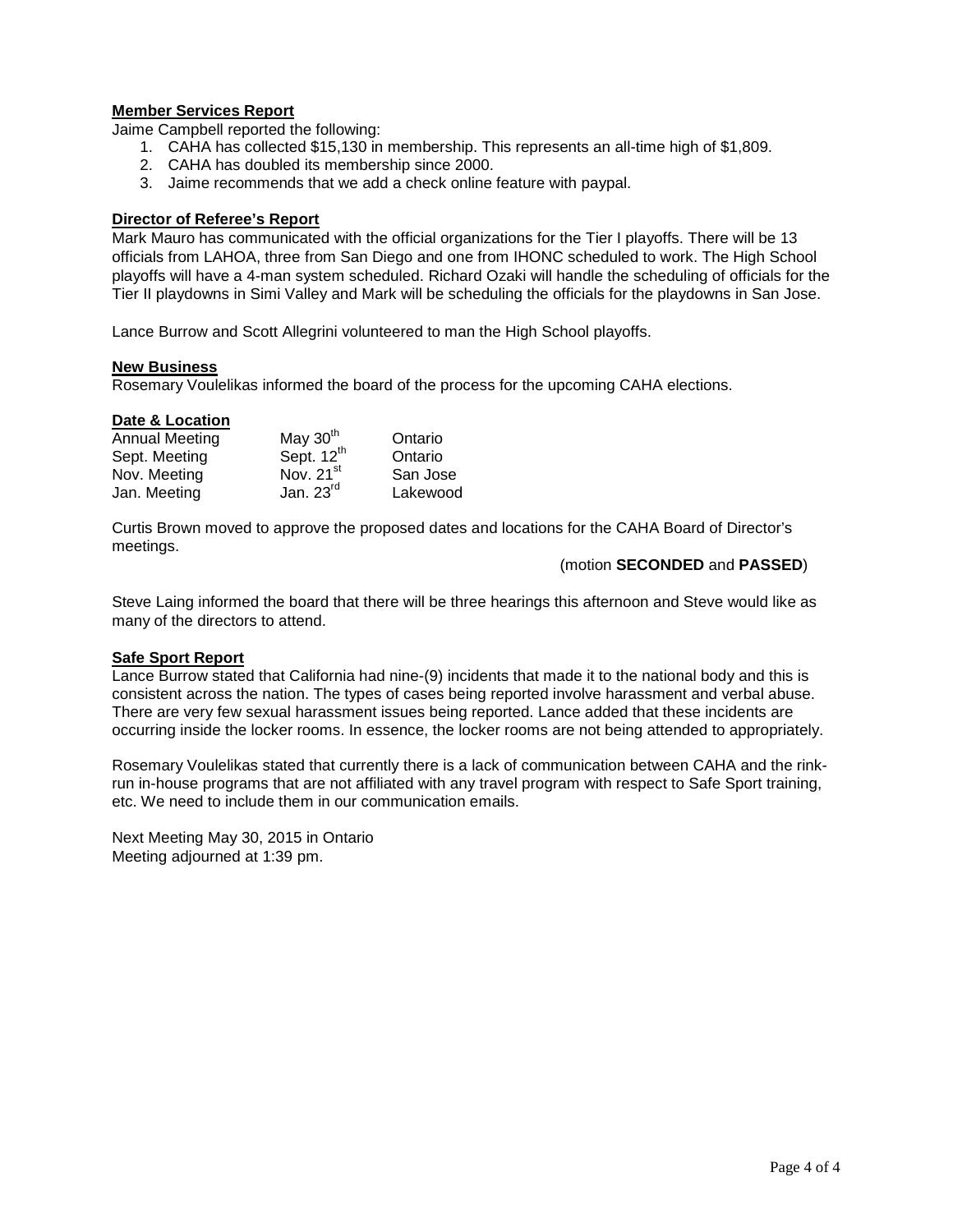**Member Services Report**

Jaime Campbell reported the following:

1. CAHA has collected $15,130 in membership. This represents an all-time high of $1,809.
2. CAHA has doubled its membership since 2000.
3. Jaime recommends that we add a check online feature with paypal.

**Director of Referee's Report**

Mark Mauro has communicated with the official organizations for the Tier I playoffs. There will be 13 officials from LAHOA, three from San Diego and one from IHONC scheduled to work. The High School playoffs will have a 4-man system scheduled. Richard Ozaki will handle the scheduling of officials for the Tier II playdowns in Simi Valley and Mark will be scheduling the officials for the playdowns in San Jose.

Lance Burrow and Scott Allegrini volunteered to man the High School playoffs.

**New Business**

Rosemary Voulelikas informed the board of the process for the upcoming CAHA elections.

**Date & Location**

| | | |
|---|---|---|
| Annual Meeting | May 30th | Ontario |
| Sept. Meeting | Sept. 12th | Ontario |
| Nov. Meeting | Nov. 21st | San Jose |
| Jan. Meeting | Jan. 23rd | Lakewood |

Curtis Brown moved to approve the proposed dates and locations for the CAHA Board of Director's meetings.

(motion **SECONDED** and **PASSED**)

Steve Laing informed the board that there will be three hearings this afternoon and Steve would like as many of the directors to attend.

**Safe Sport Report**

Lance Burrow stated that California had nine-(9) incidents that made it to the national body and this is consistent across the nation. The types of cases being reported involve harassment and verbal abuse. There are very few sexual harassment issues being reported. Lance added that these incidents are occurring inside the locker rooms. In essence, the locker rooms are not being attended to appropriately.

Rosemary Voulelikas stated that currently there is a lack of communication between CAHA and the rink-run in-house programs that are not affiliated with any travel program with respect to Safe Sport training, etc. We need to include them in our communication emails.

Next Meeting May 30, 2015 in Ontario
Meeting adjourned at 1:39 pm.